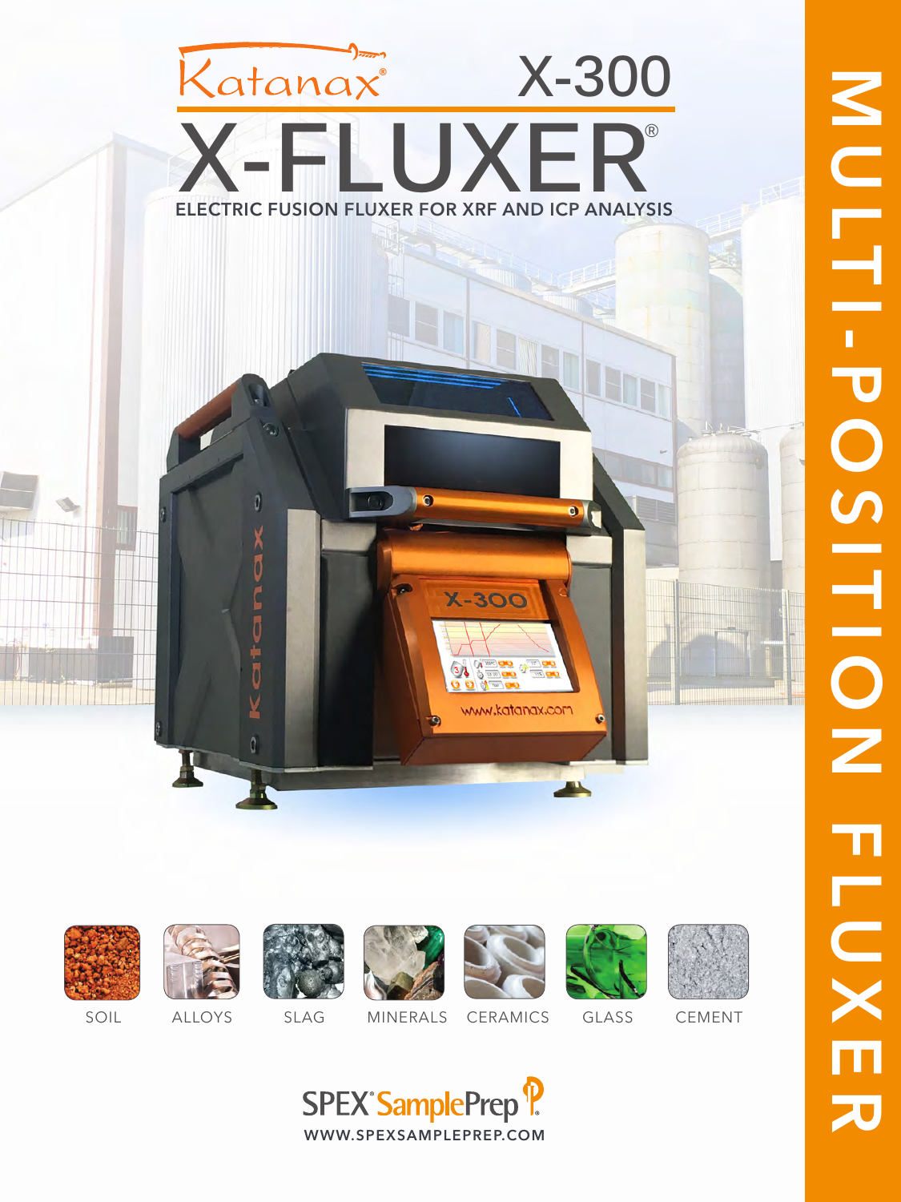Katanax® X-300

# X-FLUXER®

## ELECTRIC FUSION FLUXER FOR XRF AND ICP ANALYSIS

SOIL ALLOYS SLAG MINERALS CERAMICS GLASS CEMENT

SPEX® SamplePrep

WWW.SPEXSAMPLEPREP.COM

MULTI-POSITION FLUXER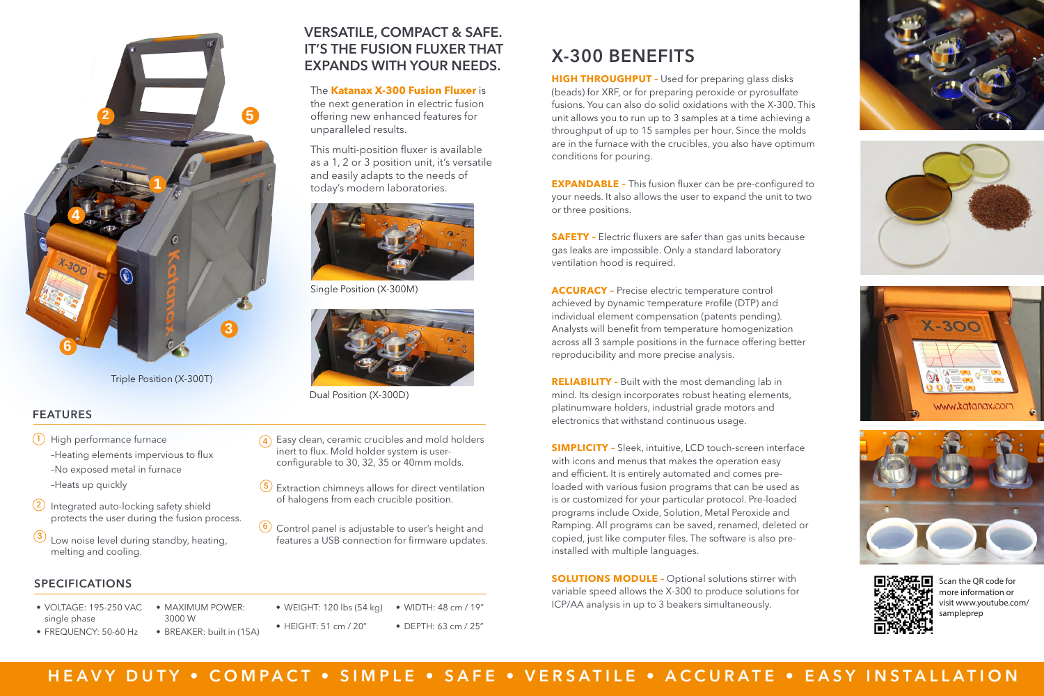Triple Position (X-300T)

## VERSATILE, COMPACT & SAFE. IT'S THE FUSION FLUXER THAT EXPANDS WITH YOUR NEEDS.

The **Katanax X-300 Fusion Fluxer** is the next generation in electric fusion offering new enhanced features for unparalleled results.

This multi-position fluxer is available as a 1, 2 or 3 position unit, it's versatile and easily adapts to the needs of today's modern laboratories.

Single Position (X-300M)

Dual Position (X-300D)

## FEATURES

1. High performance furnace
   - –Heating elements impervious to flux
   - –No exposed metal in furnace
   - –Heats up quickly
2. Integrated auto-locking safety shield protects the user during the fusion process.
3. Low noise level during standby, heating, melting and cooling.
4. Easy clean, ceramic crucibles and mold holders inert to flux. Mold holder system is user-configurable to 30, 32, 35 or 40mm molds.
5. Extraction chimneys allows for direct ventilation of halogens from each crucible position.
6. Control panel is adjustable to user's height and features a USB connection for firmware updates.

## SPECIFICATIONS

- VOLTAGE: 195-250 VAC single phase
- FREQUENCY: 50-60 Hz
- MAXIMUM POWER: 3000 W
- BREAKER: built in (15A)
- WEIGHT: 120 lbs (54 kg)
- HEIGHT: 51 cm / 20"
- WIDTH: 48 cm / 19"
- DEPTH: 63 cm / 25"

# X-300 BENEFITS

**HIGH THROUGHPUT** – Used for preparing glass disks (beads) for XRF, or for preparing peroxide or pyrosulfate fusions. You can also do solid oxidations with the X-300. This unit allows you to run up to 3 samples at a time achieving a throughput of up to 15 samples per hour. Since the molds are in the furnace with the crucibles, you also have optimum conditions for pouring.

**EXPANDABLE** – This fusion fluxer can be pre-configured to your needs. It also allows the user to expand the unit to two or three positions.

**SAFETY** – Electric fluxers are safer than gas units because gas leaks are impossible. Only a standard laboratory ventilation hood is required.

**ACCURACY** – Precise electric temperature control achieved by Dynamic Temperature Profile (DTP) and individual element compensation (patents pending). Analysts will benefit from temperature homogenization across all 3 sample positions in the furnace offering better reproducibility and more precise analysis.

**RELIABILITY** – Built with the most demanding lab in mind. Its design incorporates robust heating elements, platinumware holders, industrial grade motors and electronics that withstand continuous usage.

**SIMPLICITY** – Sleek, intuitive, LCD touch-screen interface with icons and menus that makes the operation easy and efficient. It is entirely automated and comes pre-loaded with various fusion programs that can be used as is or customized for your particular protocol. Pre-loaded programs include Oxide, Solution, Metal Peroxide and Ramping. All programs can be saved, renamed, deleted or copied, just like computer files. The software is also pre-installed with multiple languages.

**SOLUTIONS MODULE** – Optional solutions stirrer with variable speed allows the X-300 to produce solutions for ICP/AA analysis in up to 3 beakers simultaneously.

Scan the QR code for more information or visit www.youtube.com/sampleprep

HEAVY DUTY • COMPACT • SIMPLE • SAFE • VERSATILE • ACCURATE • EASY INSTALLATION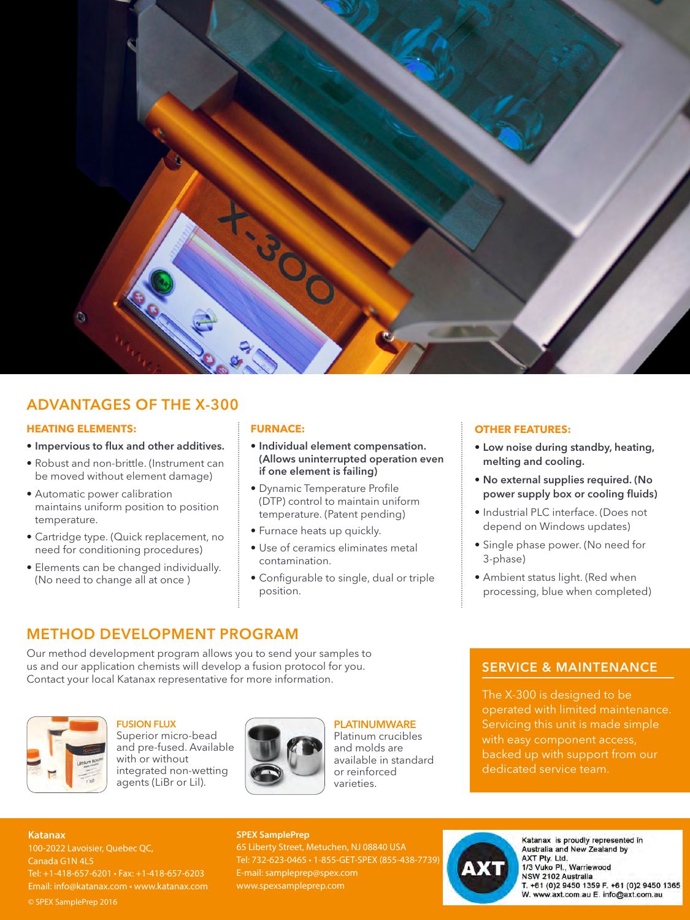## ADVANTAGES OF THE X-300

### HEATING ELEMENTS:

- **Impervious to flux and other additives.**
- Robust and non-brittle. (Instrument can be moved without element damage)
- Automatic power calibration maintains uniform position to position temperature.
- Cartridge type. (Quick replacement, no need for conditioning procedures)
- Elements can be changed individually. (No need to change all at once )

### FURNACE:

- **Individual element compensation. (Allows uninterrupted operation even if one element is failing)**
- Dynamic Temperature Profile (DTP) control to maintain uniform temperature. (Patent pending)
- Furnace heats up quickly.
- Use of ceramics eliminates metal contamination.
- Configurable to single, dual or triple position.

### OTHER FEATURES:

- **Low noise during standby, heating, melting and cooling.**
- **No external supplies required. (No power supply box or cooling fluids)**
- Industrial PLC interface. (Does not depend on Windows updates)
- Single phase power. (No need for 3-phase)
- Ambient status light. (Red when processing, blue when completed)

## METHOD DEVELOPMENT PROGRAM

Our method development program allows you to send your samples to us and our application chemists will develop a fusion protocol for you. Contact your local Katanax representative for more information.

### FUSION FLUX

Superior micro-bead and pre-fused. Available with or without integrated non-wetting agents (LiBr or LiI).

### PLATINUMWARE

Platinum crucibles and molds are available in standard or reinforced varieties.

## SERVICE & MAINTENANCE

The X-300 is designed to be operated with limited maintenance. Servicing this unit is made simple with easy component access, backed up with support from our dedicated service team.

**Katanax**
100-2022 Lavoisier, Quebec QC,
Canada G1N 4L5
Tel: +1-418-657-6201 • Fax: +1-418-657-6203
Email: info@katanax.com • www.katanax.com

© SPEX SamplePrep 2016

**SPEX SamplePrep**
65 Liberty Street, Metuchen, NJ 08840 USA
Tel: 732-623-0465 • 1-855-GET-SPEX (855-438-7739)
E-mail: sampleprep@spex.com
www.spexsampleprep.com

AXT

Katanax is proudly represented in Australia and New Zealand by
AXT Pty. Ltd.
1/3 Vuko Pl., Warriewood
NSW 2102 Australia
T. +61 (0)2 9450 1359 F. +61 (0)2 9450 1365
W. www.axt.com.au E. info@axt.com.au